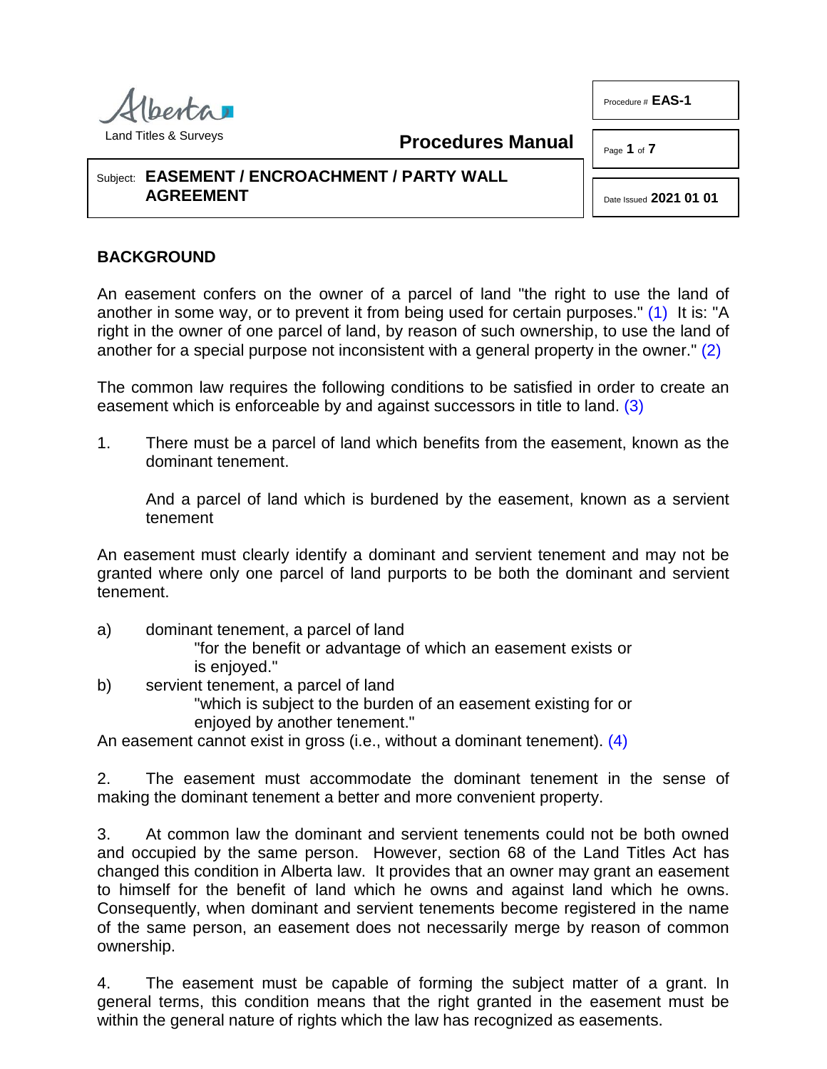Alberta

Land Titles & Surveys

**Procedures Manual**

Procedure # **EAS-1**

Subject: **EASEMENT / ENCROACHMENT / PARTY WALL AGREEMENT**

Date Issued **2021 01 01**

## BACKGROUND

An easement confers on the owner of a parcel of land "the right to use the land of another in some way, or to prevent it from being used for certain purposes." (1) It is: "A right in the owner of one parcel of land, by reason of such ownership, to use the land of another for a special purpose not inconsistent with a general property in the owner." (2)

The common law requires the following conditions to be satisfied in order to create an easement which is enforceable by and against successors in title to land. (3)

1. There must be a parcel of land which benefits from the easement, known as the dominant tenement.

   And a parcel of land which is burdened by the easement, known as a servient tenement

An easement must clearly identify a dominant and servient tenement and may not be granted where only one parcel of land purports to be both the dominant and servient tenement.

a) dominant tenement, a parcel of land
   "for the benefit or advantage of which an easement exists or is enjoyed."

b) servient tenement, a parcel of land
   "which is subject to the burden of an easement existing for or enjoyed by another tenement."

An easement cannot exist in gross (i.e., without a dominant tenement). (4)

2. The easement must accommodate the dominant tenement in the sense of making the dominant tenement a better and more convenient property.

3. At common law the dominant and servient tenements could not be both owned and occupied by the same person. However, section 68 of the Land Titles Act has changed this condition in Alberta law. It provides that an owner may grant an easement to himself for the benefit of land which he owns and against land which he owns. Consequently, when dominant and servient tenements become registered in the name of the same person, an easement does not necessarily merge by reason of common ownership.

4. The easement must be capable of forming the subject matter of a grant. In general terms, this condition means that the right granted in the easement must be within the general nature of rights which the law has recognized as easements.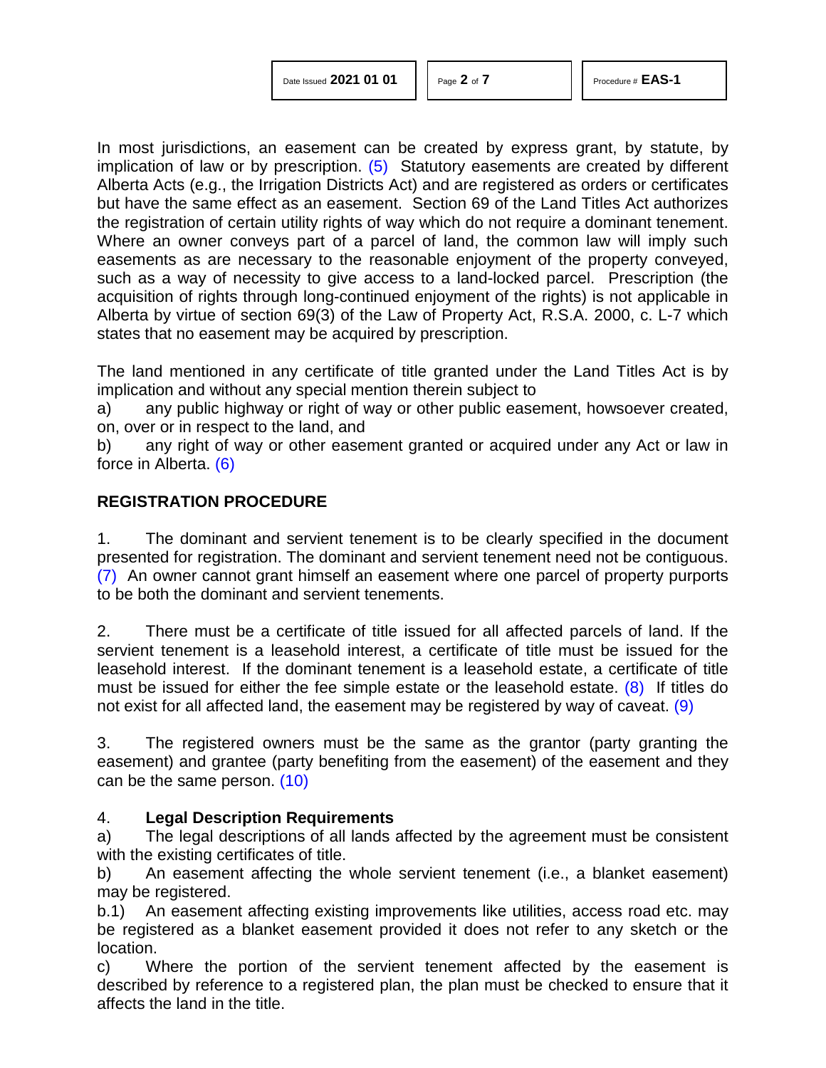In most jurisdictions, an easement can be created by express grant, by statute, by implication of law or by prescription. (5) Statutory easements are created by different Alberta Acts (e.g., the Irrigation Districts Act) and are registered as orders or certificates but have the same effect as an easement. Section 69 of the Land Titles Act authorizes the registration of certain utility rights of way which do not require a dominant tenement. Where an owner conveys part of a parcel of land, the common law will imply such easements as are necessary to the reasonable enjoyment of the property conveyed, such as a way of necessity to give access to a land-locked parcel. Prescription (the acquisition of rights through long-continued enjoyment of the rights) is not applicable in Alberta by virtue of section 69(3) of the Law of Property Act, R.S.A. 2000, c. L-7 which states that no easement may be acquired by prescription.

The land mentioned in any certificate of title granted under the Land Titles Act is by implication and without any special mention therein subject to

a) any public highway or right of way or other public easement, howsoever created, on, over or in respect to the land, and

b) any right of way or other easement granted or acquired under any Act or law in force in Alberta. (6)

## REGISTRATION PROCEDURE

1. The dominant and servient tenement is to be clearly specified in the document presented for registration. The dominant and servient tenement need not be contiguous. (7) An owner cannot grant himself an easement where one parcel of property purports to be both the dominant and servient tenements.

2. There must be a certificate of title issued for all affected parcels of land. If the servient tenement is a leasehold interest, a certificate of title must be issued for the leasehold interest. If the dominant tenement is a leasehold estate, a certificate of title must be issued for either the fee simple estate or the leasehold estate. (8) If titles do not exist for all affected land, the easement may be registered by way of caveat. (9)

3. The registered owners must be the same as the grantor (party granting the easement) and grantee (party benefiting from the easement) of the easement and they can be the same person. (10)

4. **Legal Description Requirements**

a) The legal descriptions of all lands affected by the agreement must be consistent with the existing certificates of title.

b) An easement affecting the whole servient tenement (i.e., a blanket easement) may be registered.

b.1) An easement affecting existing improvements like utilities, access road etc. may be registered as a blanket easement provided it does not refer to any sketch or the location.

c) Where the portion of the servient tenement affected by the easement is described by reference to a registered plan, the plan must be checked to ensure that it affects the land in the title.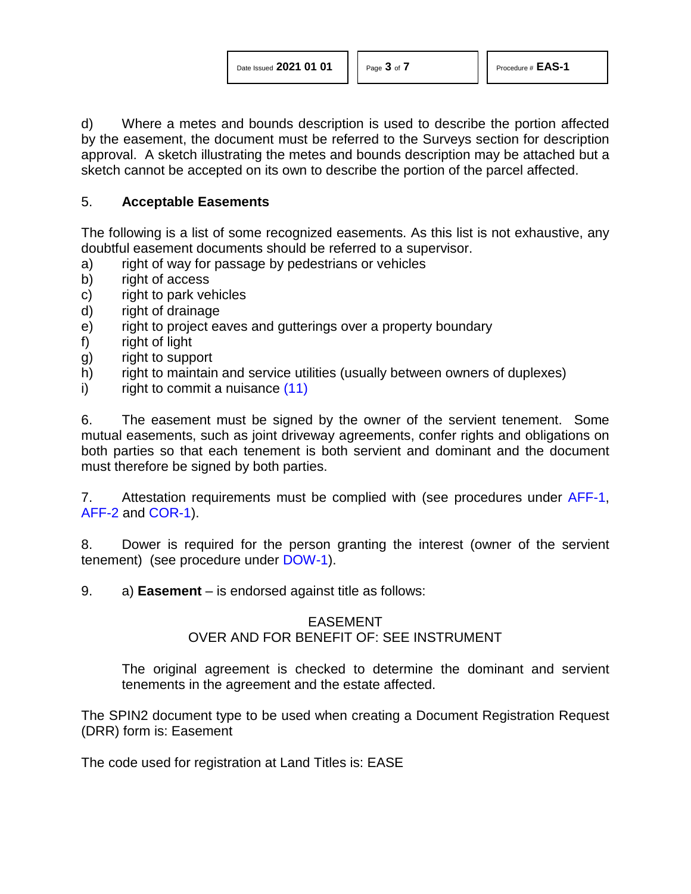d) Where a metes and bounds description is used to describe the portion affected by the easement, the document must be referred to the Surveys section for description approval. A sketch illustrating the metes and bounds description may be attached but a sketch cannot be accepted on its own to describe the portion of the parcel affected.

5. **Acceptable Easements**

The following is a list of some recognized easements. As this list is not exhaustive, any doubtful easement documents should be referred to a supervisor.

a) right of way for passage by pedestrians or vehicles
b) right of access
c) right to park vehicles
d) right of drainage
e) right to project eaves and gutterings over a property boundary
f) right of light
g) right to support
h) right to maintain and service utilities (usually between owners of duplexes)
i) right to commit a nuisance (11)

6. The easement must be signed by the owner of the servient tenement. Some mutual easements, such as joint driveway agreements, confer rights and obligations on both parties so that each tenement is both servient and dominant and the document must therefore be signed by both parties.

7. Attestation requirements must be complied with (see procedures under AFF-1, AFF-2 and COR-1).

8. Dower is required for the person granting the interest (owner of the servient tenement) (see procedure under DOW-1).

9. a) **Easement** – is endorsed against title as follows:

EASEMENT
OVER AND FOR BENEFIT OF: SEE INSTRUMENT

The original agreement is checked to determine the dominant and servient tenements in the agreement and the estate affected.

The SPIN2 document type to be used when creating a Document Registration Request (DRR) form is: Easement

The code used for registration at Land Titles is: EASE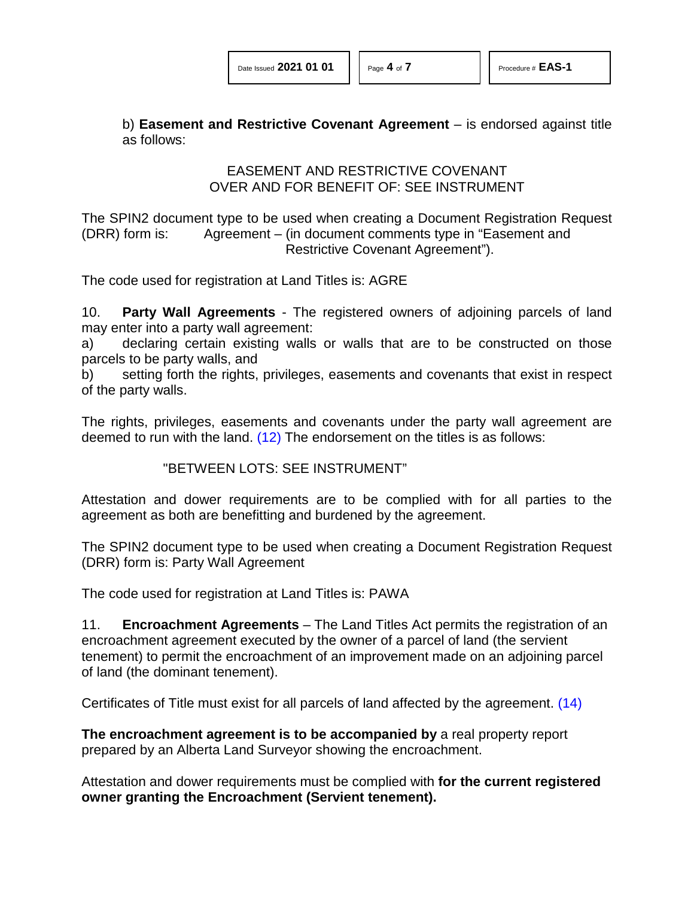b) **Easement and Restrictive Covenant Agreement** – is endorsed against title as follows:

EASEMENT AND RESTRICTIVE COVENANT
OVER AND FOR BENEFIT OF: SEE INSTRUMENT

The SPIN2 document type to be used when creating a Document Registration Request (DRR) form is: Agreement – (in document comments type in "Easement and Restrictive Covenant Agreement").

The code used for registration at Land Titles is: AGRE

10. **Party Wall Agreements** - The registered owners of adjoining parcels of land may enter into a party wall agreement:

a) declaring certain existing walls or walls that are to be constructed on those parcels to be party walls, and

b) setting forth the rights, privileges, easements and covenants that exist in respect of the party walls.

The rights, privileges, easements and covenants under the party wall agreement are deemed to run with the land. (12) The endorsement on the titles is as follows:

"BETWEEN LOTS: SEE INSTRUMENT"

Attestation and dower requirements are to be complied with for all parties to the agreement as both are benefitting and burdened by the agreement.

The SPIN2 document type to be used when creating a Document Registration Request (DRR) form is: Party Wall Agreement

The code used for registration at Land Titles is: PAWA

11. **Encroachment Agreements** – The Land Titles Act permits the registration of an encroachment agreement executed by the owner of a parcel of land (the servient tenement) to permit the encroachment of an improvement made on an adjoining parcel of land (the dominant tenement).

Certificates of Title must exist for all parcels of land affected by the agreement. (14)

**The encroachment agreement is to be accompanied by** a real property report prepared by an Alberta Land Surveyor showing the encroachment.

Attestation and dower requirements must be complied with **for the current registered owner granting the Encroachment (Servient tenement).**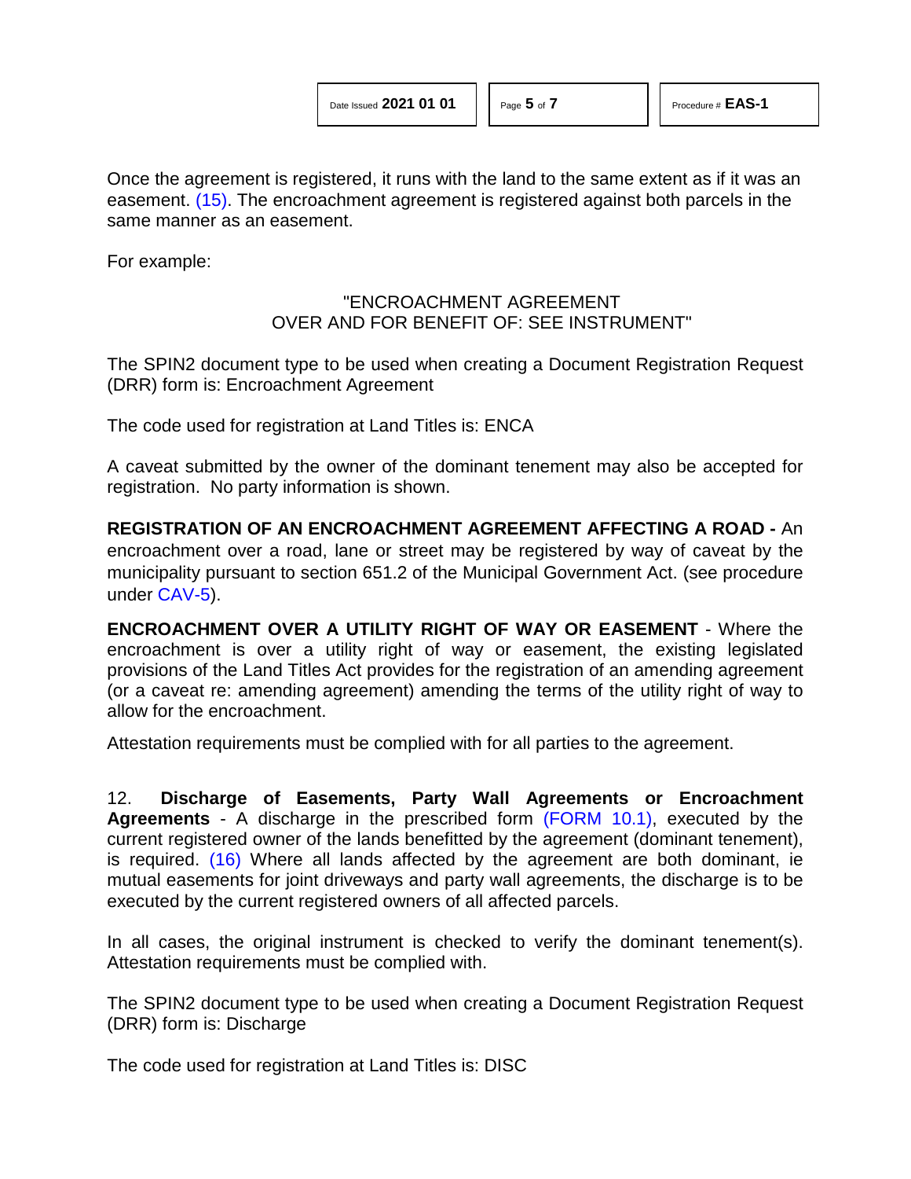Once the agreement is registered, it runs with the land to the same extent as if it was an easement. (15). The encroachment agreement is registered against both parcels in the same manner as an easement.

For example:

<center>"ENCROACHMENT AGREEMENT<br>OVER AND FOR BENEFIT OF: SEE INSTRUMENT"</center>

The SPIN2 document type to be used when creating a Document Registration Request (DRR) form is: Encroachment Agreement

The code used for registration at Land Titles is: ENCA

A caveat submitted by the owner of the dominant tenement may also be accepted for registration. No party information is shown.

**REGISTRATION OF AN ENCROACHMENT AGREEMENT AFFECTING A ROAD -** An encroachment over a road, lane or street may be registered by way of caveat by the municipality pursuant to section 651.2 of the Municipal Government Act. (see procedure under CAV-5).

**ENCROACHMENT OVER A UTILITY RIGHT OF WAY OR EASEMENT** - Where the encroachment is over a utility right of way or easement, the existing legislated provisions of the Land Titles Act provides for the registration of an amending agreement (or a caveat re: amending agreement) amending the terms of the utility right of way to allow for the encroachment.

Attestation requirements must be complied with for all parties to the agreement.

12. **Discharge of Easements, Party Wall Agreements or Encroachment Agreements** - A discharge in the prescribed form (FORM 10.1), executed by the current registered owner of the lands benefitted by the agreement (dominant tenement), is required. (16) Where all lands affected by the agreement are both dominant, ie mutual easements for joint driveways and party wall agreements, the discharge is to be executed by the current registered owners of all affected parcels.

In all cases, the original instrument is checked to verify the dominant tenement(s). Attestation requirements must be complied with.

The SPIN2 document type to be used when creating a Document Registration Request (DRR) form is: Discharge

The code used for registration at Land Titles is: DISC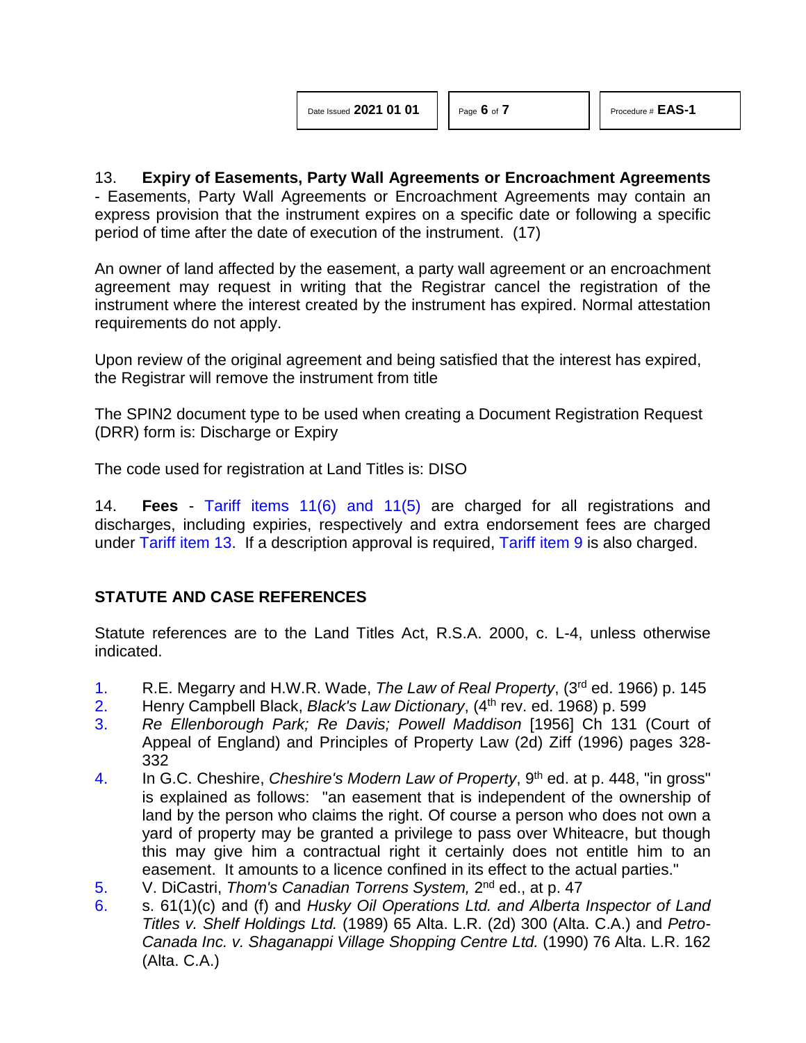13. **Expiry of Easements, Party Wall Agreements or Encroachment Agreements** - Easements, Party Wall Agreements or Encroachment Agreements may contain an express provision that the instrument expires on a specific date or following a specific period of time after the date of execution of the instrument. (17)

An owner of land affected by the easement, a party wall agreement or an encroachment agreement may request in writing that the Registrar cancel the registration of the instrument where the interest created by the instrument has expired. Normal attestation requirements do not apply.

Upon review of the original agreement and being satisfied that the interest has expired, the Registrar will remove the instrument from title

The SPIN2 document type to be used when creating a Document Registration Request (DRR) form is: Discharge or Expiry

The code used for registration at Land Titles is: DISO

14. **Fees** - Tariff items 11(6) and 11(5) are charged for all registrations and discharges, including expiries, respectively and extra endorsement fees are charged under Tariff item 13. If a description approval is required, Tariff item 9 is also charged.

## STATUTE AND CASE REFERENCES

Statute references are to the Land Titles Act, R.S.A. 2000, c. L-4, unless otherwise indicated.

1. R.E. Megarry and H.W.R. Wade, *The Law of Real Property*, (3rd ed. 1966) p. 145
2. Henry Campbell Black, *Black's Law Dictionary*, (4th rev. ed. 1968) p. 599
3. *Re Ellenborough Park; Re Davis; Powell Maddison* [1956] Ch 131 (Court of Appeal of England) and Principles of Property Law (2d) Ziff (1996) pages 328-332
4. In G.C. Cheshire, *Cheshire's Modern Law of Property*, 9th ed. at p. 448, "in gross" is explained as follows: "an easement that is independent of the ownership of land by the person who claims the right. Of course a person who does not own a yard of property may be granted a privilege to pass over Whiteacre, but though this may give him a contractual right it certainly does not entitle him to an easement. It amounts to a licence confined in its effect to the actual parties."
5. V. DiCastri, *Thom's Canadian Torrens System,* 2nd ed., at p. 47
6. s. 61(1)(c) and (f) and *Husky Oil Operations Ltd. and Alberta Inspector of Land Titles v. Shelf Holdings Ltd.* (1989) 65 Alta. L.R. (2d) 300 (Alta. C.A.) and *Petro-Canada Inc. v. Shaganappi Village Shopping Centre Ltd.* (1990) 76 Alta. L.R. 162 (Alta. C.A.)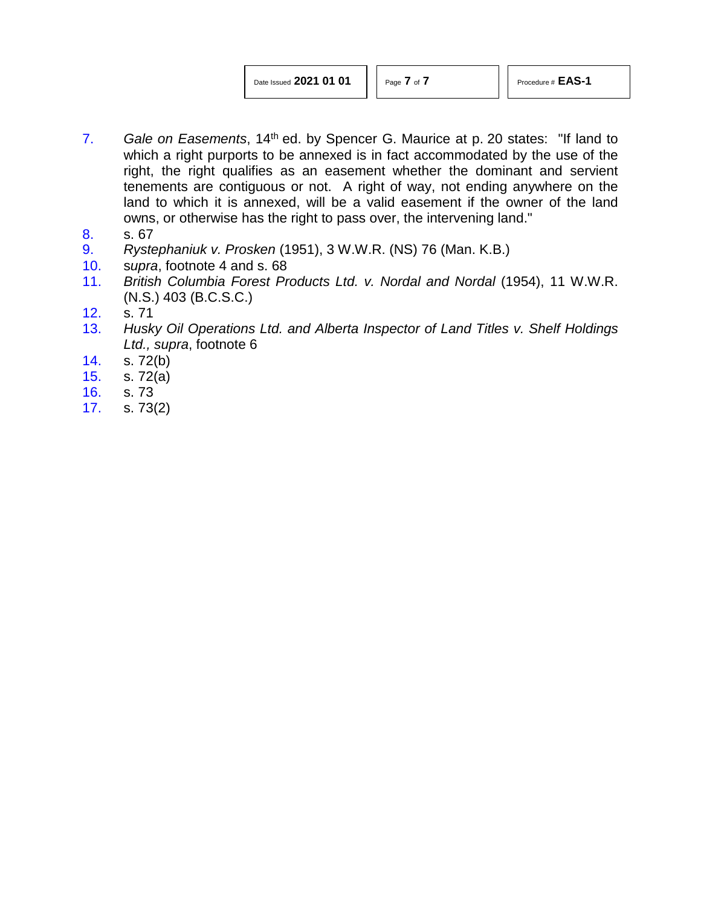7. *Gale on Easements*, 14th ed. by Spencer G. Maurice at p. 20 states: "If land to which a right purports to be annexed is in fact accommodated by the use of the right, the right qualifies as an easement whether the dominant and servient tenements are contiguous or not. A right of way, not ending anywhere on the land to which it is annexed, will be a valid easement if the owner of the land owns, or otherwise has the right to pass over, the intervening land."
8. s. 67
9. *Rystephaniuk v. Prosken* (1951), 3 W.W.R. (NS) 76 (Man. K.B.)
10. *supra*, footnote 4 and s. 68
11. *British Columbia Forest Products Ltd. v. Nordal and Nordal* (1954), 11 W.W.R. (N.S.) 403 (B.C.S.C.)
12. s. 71
13. *Husky Oil Operations Ltd. and Alberta Inspector of Land Titles v. Shelf Holdings Ltd., supra*, footnote 6
14. s. 72(b)
15. s. 72(a)
16. s. 73
17. s. 73(2)